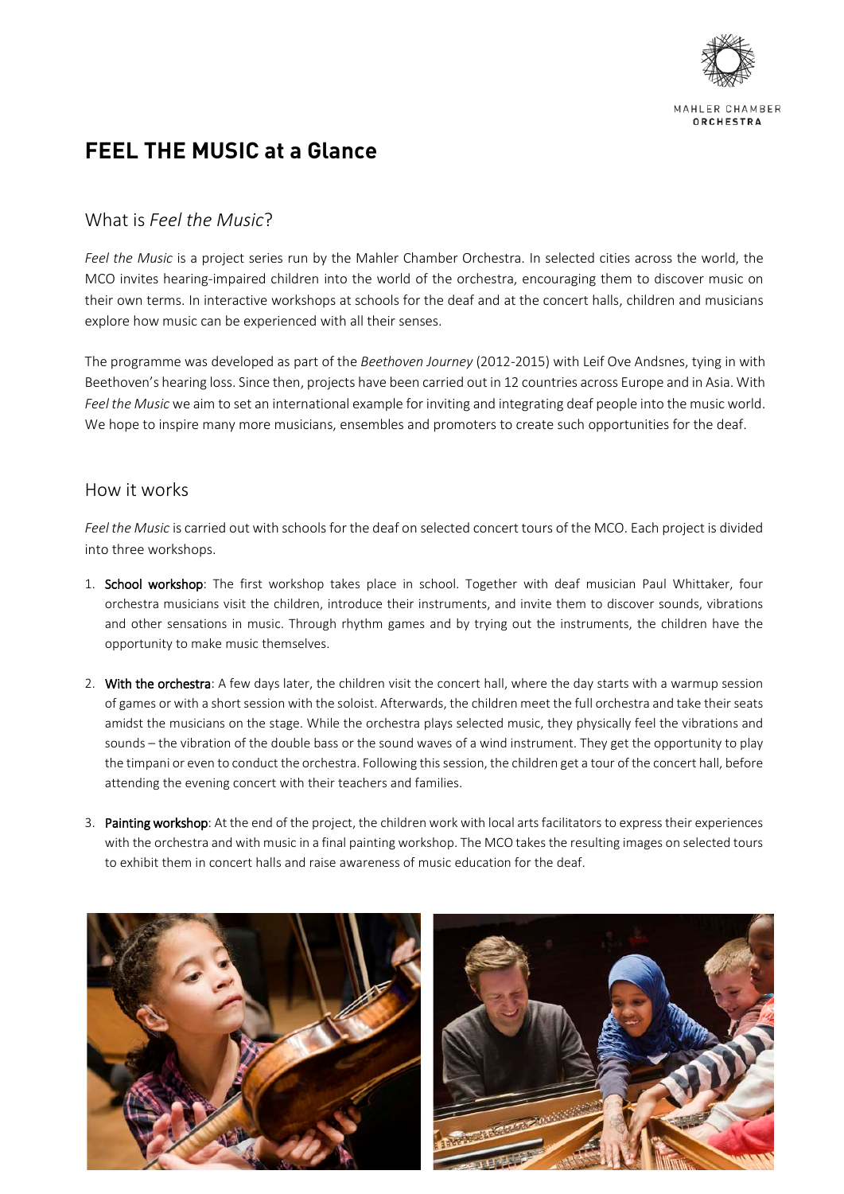# FEEL THE MUSIC at a Glance

## What is *Feel the Music*?

*Feel the Music* is a project series run by the Mahler Chamber Orchestra. In selected cities across the world, the MCO invites hearing-impaired children into the world of the orchestra, encouraging them to discover music on their own terms. In interactive workshops at schools for the deaf and at the concert halls, children and musicians explore how music can be experienced with all their senses.

The programme was developed as part of the *Beethoven Journey* (2012-2015) with Leif Ove Andsnes, tying in with Beethoven's hearing loss. Since then, projects have been carried out in 12 countries across Europe and in Asia. With *Feel the Music* we aim to set an international example for inviting and integrating deaf people into the music world. We hope to inspire many more musicians, ensembles and promoters to create such opportunities for the deaf.

## How it works

*Feel the Music* is carried out with schools for the deaf on selected concert tours of the MCO. Each project is divided into three workshops.

1. **School workshop**: The first workshop takes place in school. Together with deaf musician Paul Whittaker, four orchestra musicians visit the children, introduce their instruments, and invite them to discover sounds, vibrations and other sensations in music. Through rhythm games and by trying out the instruments, the children have the opportunity to make music themselves.

2. **With the orchestra**: A few days later, the children visit the concert hall, where the day starts with a warmup session of games or with a short session with the soloist. Afterwards, the children meet the full orchestra and take their seats amidst the musicians on the stage. While the orchestra plays selected music, they physically feel the vibrations and sounds – the vibration of the double bass or the sound waves of a wind instrument. They get the opportunity to play the timpani or even to conduct the orchestra. Following this session, the children get a tour of the concert hall, before attending the evening concert with their teachers and families.

3. **Painting workshop**: At the end of the project, the children work with local arts facilitators to express their experiences with the orchestra and with music in a final painting workshop. The MCO takes the resulting images on selected tours to exhibit them in concert halls and raise awareness of music education for the deaf.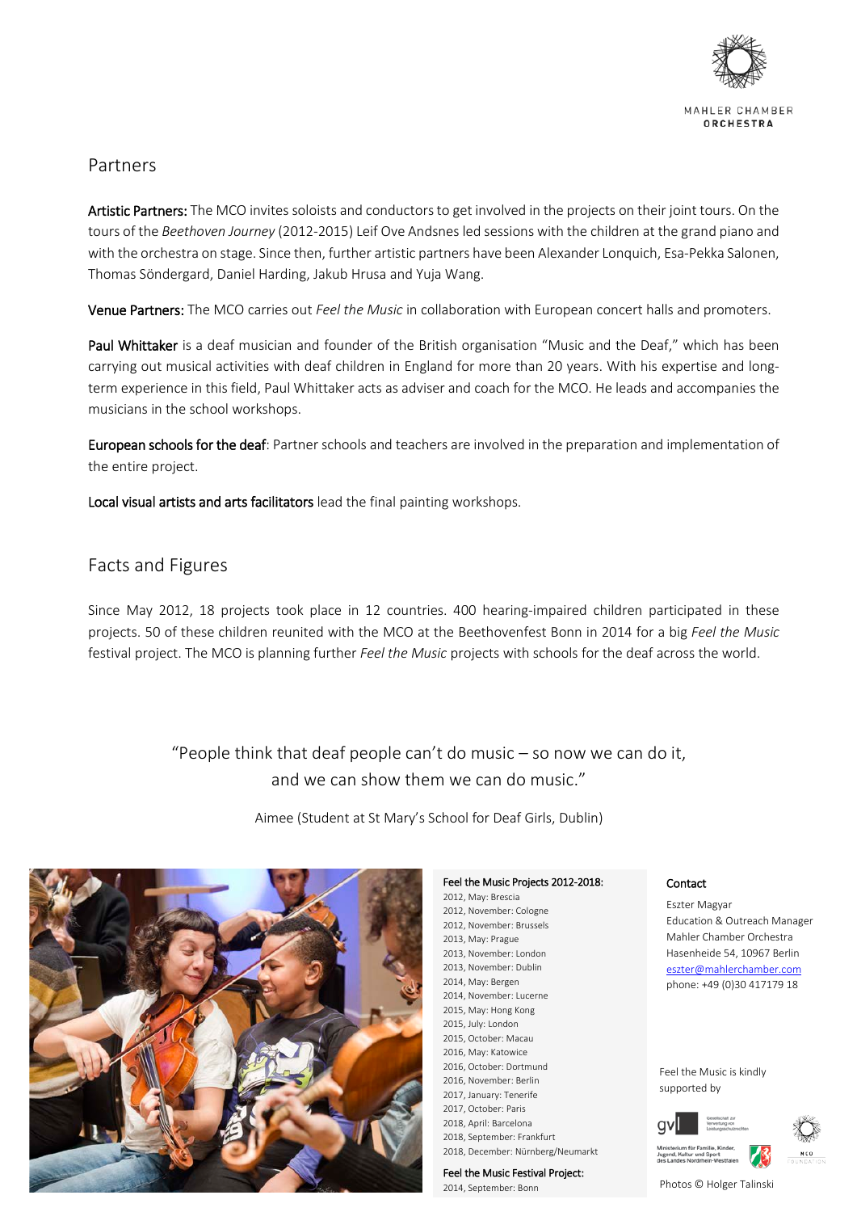## Partners

**Artistic Partners:** The MCO invites soloists and conductors to get involved in the projects on their joint tours. On the tours of the *Beethoven Journey* (2012-2015) Leif Ove Andsnes led sessions with the children at the grand piano and with the orchestra on stage. Since then, further artistic partners have been Alexander Lonquich, Esa-Pekka Salonen, Thomas Söndergard, Daniel Harding, Jakub Hrusa and Yuja Wang.

**Venue Partners:** The MCO carries out *Feel the Music* in collaboration with European concert halls and promoters.

**Paul Whittaker** is a deaf musician and founder of the British organisation "Music and the Deaf," which has been carrying out musical activities with deaf children in England for more than 20 years. With his expertise and long-term experience in this field, Paul Whittaker acts as adviser and coach for the MCO. He leads and accompanies the musicians in the school workshops.

**European schools for the deaf**: Partner schools and teachers are involved in the preparation and implementation of the entire project.

**Local visual artists and arts facilitators** lead the final painting workshops.

## Facts and Figures

Since May 2012, 18 projects took place in 12 countries. 400 hearing-impaired children participated in these projects. 50 of these children reunited with the MCO at the Beethovenfest Bonn in 2014 for a big *Feel the Music* festival project. The MCO is planning further *Feel the Music* projects with schools for the deaf across the world.

> "People think that deaf people can't do music – so now we can do it, and we can show them we can do music."
>
> Aimee (Student at St Mary's School for Deaf Girls, Dublin)

**Feel the Music Projects 2012-2018:**

2012, May: Brescia
2012, November: Cologne
2012, November: Brussels
2013, May: Prague
2013, November: London
2013, November: Dublin
2014, May: Bergen
2014, November: Lucerne
2015, May: Hong Kong
2015, July: London
2015, October: Macau
2016, May: Katowice
2016, October: Dortmund
2016, November: Berlin
2017, January: Tenerife
2017, October: Paris
2018, April: Barcelona
2018, September: Frankfurt
2018, December: Nürnberg/Neumarkt

**Feel the Music Festival Project:**

2014, September: Bonn

**Contact**

Eszter Magyar
Education & Outreach Manager
Mahler Chamber Orchestra
Hasenheide 54, 10967 Berlin
eszter@mahlerchamber.com
phone: +49 (0)30 417179 18

Feel the Music is kindly supported by

gvl Gesellschaft zur Verwertung von Leistungsschutzrechten

Ministerium für Familie, Kinder, Jugend, Kultur und Sport des Landes Nordrhein-Westfalen

MCO Foundation

Photos © Holger Talinski